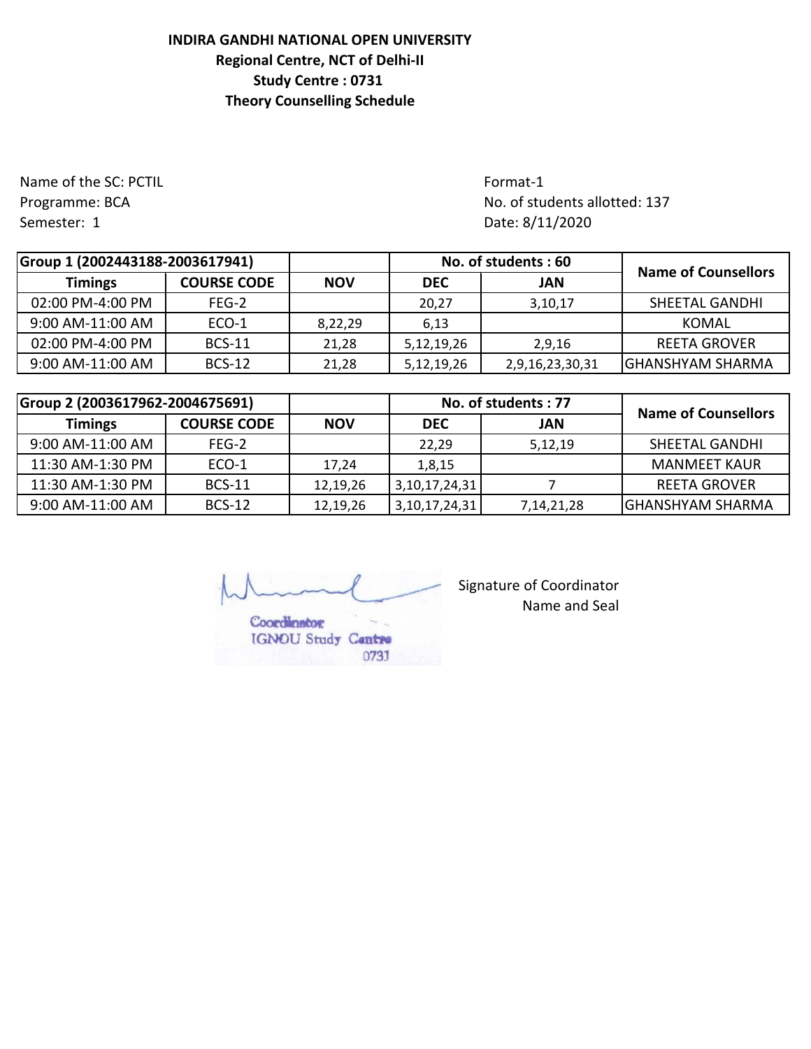**INDIRA GANDHI NATIONAL OPEN UNIVERSITY**
**Regional Centre, NCT of Delhi-II**
**Study Centre : 0731**
**Theory Counselling Schedule**

Name of the SC: PCTIL
Programme: BCA
Semester: 1

Format-1
No. of students allotted: 137
Date: 8/11/2020

| Group 1 (2002443188-2003617941) | | | No. of students : 60 | | Name of Counsellors |
|---|---|---|---|---|---|
| **Timings** | **COURSE CODE** | **NOV** | **DEC** | **JAN** | |
| 02:00 PM-4:00 PM | FEG-2 | | 20,27 | 3,10,17 | SHEETAL GANDHI |
| 9:00 AM-11:00 AM | ECO-1 | 8,22,29 | 6,13 | | KOMAL |
| 02:00 PM-4:00 PM | BCS-11 | 21,28 | 5,12,19,26 | 2,9,16 | REETA GROVER |
| 9:00 AM-11:00 AM | BCS-12 | 21,28 | 5,12,19,26 | 2,9,16,23,30,31 | GHANSHYAM SHARMA |

| Group 2 (2003617962-2004675691) | | | No. of students : 77 | | Name of Counsellors |
|---|---|---|---|---|---|
| **Timings** | **COURSE CODE** | **NOV** | **DEC** | **JAN** | |
| 9:00 AM-11:00 AM | FEG-2 | | 22,29 | 5,12,19 | SHEETAL GANDHI |
| 11:30 AM-1:30 PM | ECO-1 | 17,24 | 1,8,15 | | MANMEET KAUR |
| 11:30 AM-1:30 PM | BCS-11 | 12,19,26 | 3,10,17,24,31 | 7 | REETA GROVER |
| 9:00 AM-11:00 AM | BCS-12 | 12,19,26 | 3,10,17,24,31 | 7,14,21,28 | GHANSHYAM SHARMA |

Coordinator
IGNOU Study Centre
0731

Signature of Coordinator
Name and Seal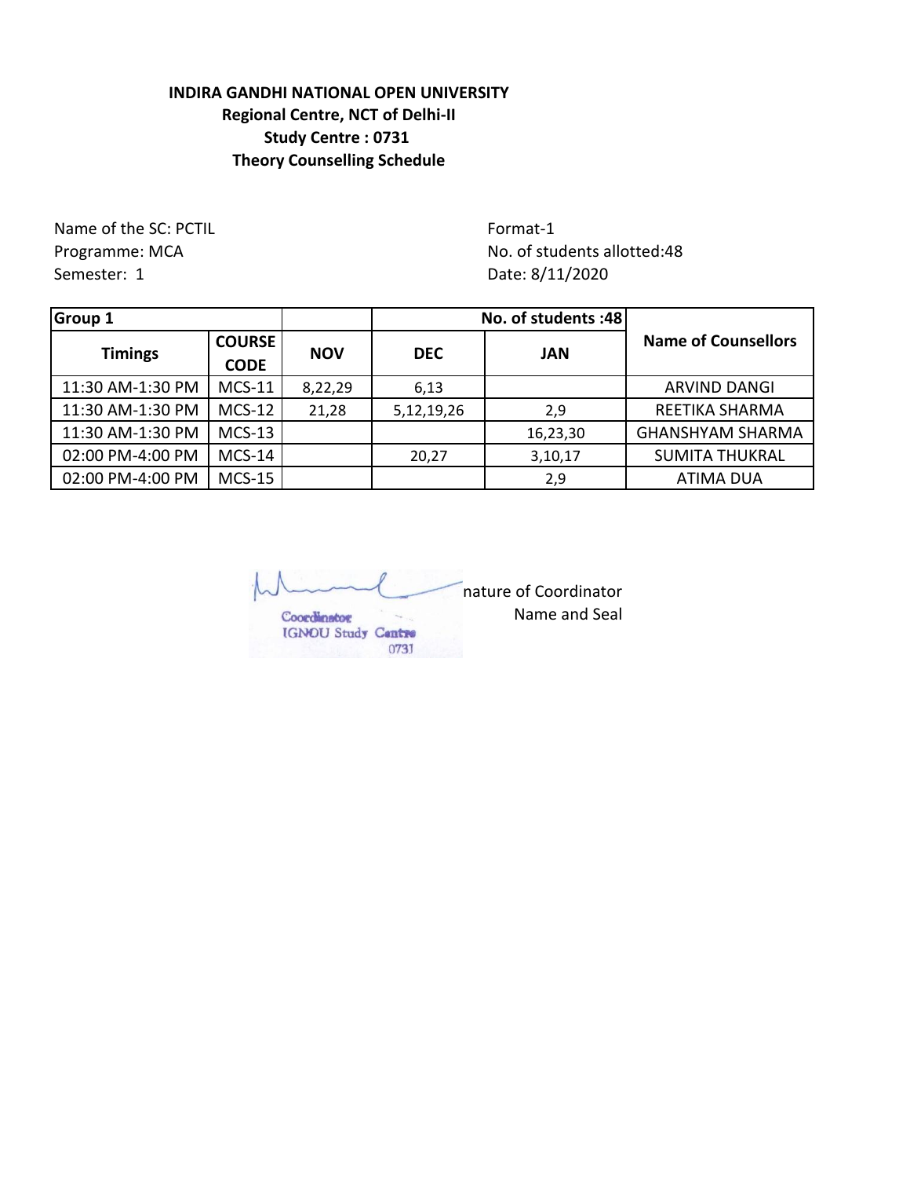**INDIRA GANDHI NATIONAL OPEN UNIVERSITY**
**Regional Centre, NCT of Delhi-II**
**Study Centre : 0731**
**Theory Counselling Schedule**

Name of the SC: PCTIL
Programme: MCA
Semester: 1

Format-1
No. of students allotted:48
Date: 8/11/2020

| **Group 1** | | | | **No. of students :48** | |
|---|---|---|---|---|---|
| **Timings** | **COURSE CODE** | **NOV** | **DEC** | **JAN** | **Name of Counsellors** |
| 11:30 AM-1:30 PM | MCS-11 | 8,22,29 | 6,13 | | ARVIND DANGI |
| 11:30 AM-1:30 PM | MCS-12 | 21,28 | 5,12,19,26 | 2,9 | REETIKA SHARMA |
| 11:30 AM-1:30 PM | MCS-13 | | | 16,23,30 | GHANSHYAM SHARMA |
| 02:00 PM-4:00 PM | MCS-14 | | 20,27 | 3,10,17 | SUMITA THUKRAL |
| 02:00 PM-4:00 PM | MCS-15 | | | 2,9 | ATIMA DUA |

Coordinator
IGNOU Study Centre
0731

nature of Coordinator
Name and Seal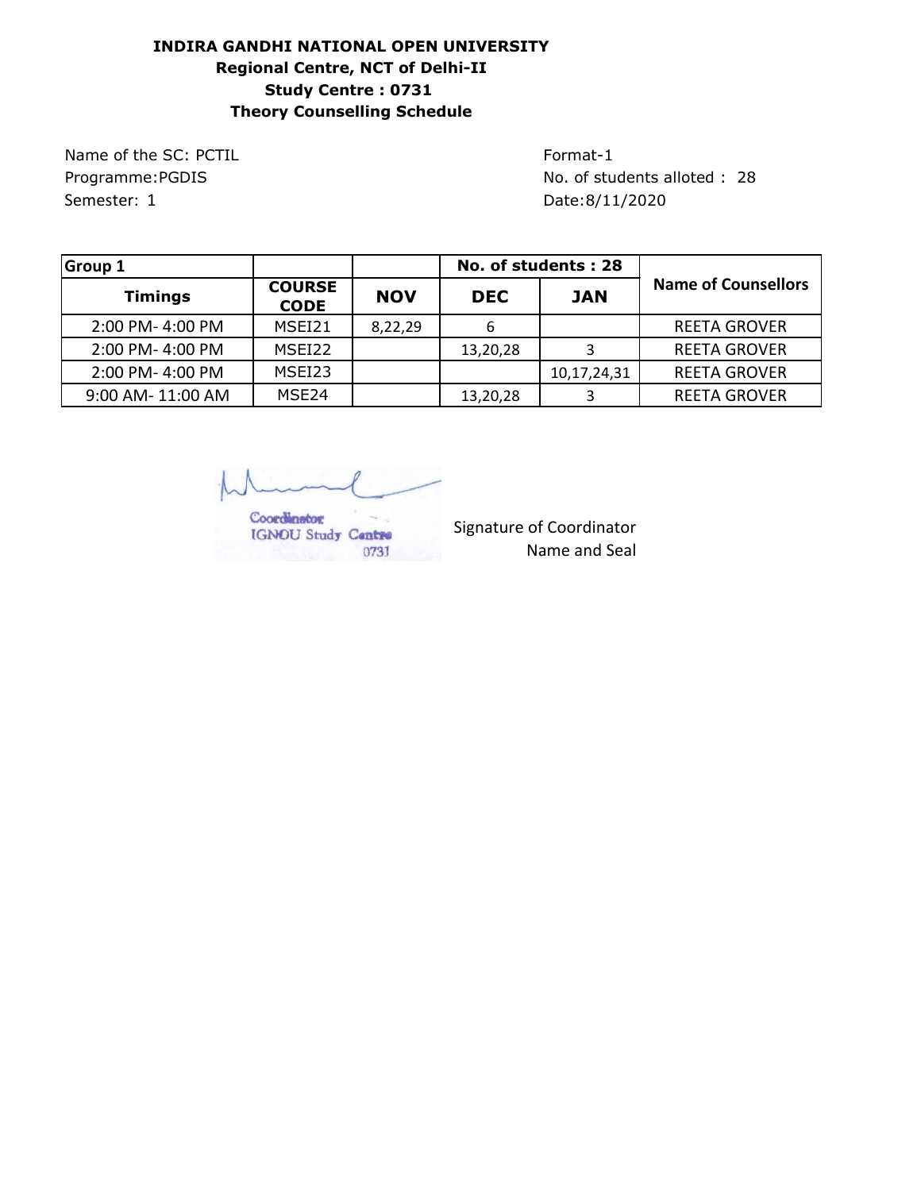**INDIRA GANDHI NATIONAL OPEN UNIVERSITY**
**Regional Centre, NCT of Delhi-II**
**Study Centre : 0731**
**Theory Counselling Schedule**

Name of the SC: PCTIL
Programme:PGDIS
Semester: 1

Format-1
No. of students alloted : 28
Date:8/11/2020

| **Group 1** | | | **No. of students : 28** | | **Name of Counsellors** |
|---|---|---|---|---|---|
| **Timings** | **COURSE CODE** | **NOV** | **DEC** | **JAN** | |
| 2:00 PM- 4:00 PM | MSEI21 | 8,22,29 | 6 | | REETA GROVER |
| 2:00 PM- 4:00 PM | MSEI22 | | 13,20,28 | 3 | REETA GROVER |
| 2:00 PM- 4:00 PM | MSEI23 | | | 10,17,24,31 | REETA GROVER |
| 9:00 AM- 11:00 AM | MSE24 | | 13,20,28 | 3 | REETA GROVER |

Coordinator
IGNOU Study Centre
0731

Signature of Coordinator
Name and Seal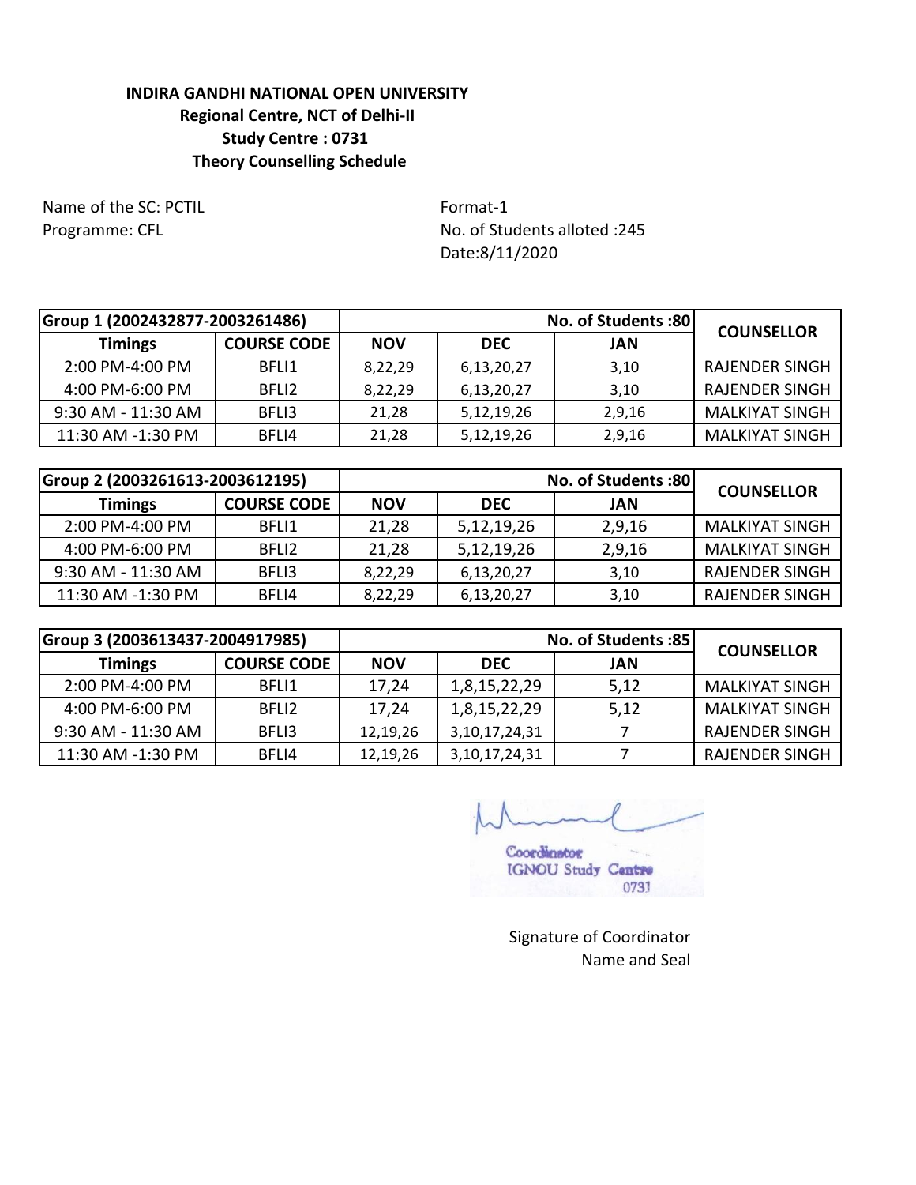**INDIRA GANDHI NATIONAL OPEN UNIVERSITY**
**Regional Centre, NCT of Delhi-II**
**Study Centre : 0731**
**Theory Counselling Schedule**

Name of the SC: PCTIL
Programme: CFL

Format-1
No. of Students alloted :245
Date:8/11/2020

| Group 1 (2002432877-2003261486) | | | | No. of Students :80 | COUNSELLOR |
|---|---|---|---|---|---|
| **Timings** | **COURSE CODE** | **NOV** | **DEC** | **JAN** | |
| 2:00 PM-4:00 PM | BFLI1 | 8,22,29 | 6,13,20,27 | 3,10 | RAJENDER SINGH |
| 4:00 PM-6:00 PM | BFLI2 | 8,22,29 | 6,13,20,27 | 3,10 | RAJENDER SINGH |
| 9:30 AM - 11:30 AM | BFLI3 | 21,28 | 5,12,19,26 | 2,9,16 | MALKIYAT SINGH |
| 11:30 AM -1:30 PM | BFLI4 | 21,28 | 5,12,19,26 | 2,9,16 | MALKIYAT SINGH |

| Group 2 (2003261613-2003612195) | | | | No. of Students :80 | COUNSELLOR |
|---|---|---|---|---|---|
| **Timings** | **COURSE CODE** | **NOV** | **DEC** | **JAN** | |
| 2:00 PM-4:00 PM | BFLI1 | 21,28 | 5,12,19,26 | 2,9,16 | MALKIYAT SINGH |
| 4:00 PM-6:00 PM | BFLI2 | 21,28 | 5,12,19,26 | 2,9,16 | MALKIYAT SINGH |
| 9:30 AM - 11:30 AM | BFLI3 | 8,22,29 | 6,13,20,27 | 3,10 | RAJENDER SINGH |
| 11:30 AM -1:30 PM | BFLI4 | 8,22,29 | 6,13,20,27 | 3,10 | RAJENDER SINGH |

| Group 3 (2003613437-2004917985) | | | | No. of Students :85 | COUNSELLOR |
|---|---|---|---|---|---|
| **Timings** | **COURSE CODE** | **NOV** | **DEC** | **JAN** | |
| 2:00 PM-4:00 PM | BFLI1 | 17,24 | 1,8,15,22,29 | 5,12 | MALKIYAT SINGH |
| 4:00 PM-6:00 PM | BFLI2 | 17,24 | 1,8,15,22,29 | 5,12 | MALKIYAT SINGH |
| 9:30 AM - 11:30 AM | BFLI3 | 12,19,26 | 3,10,17,24,31 | 7 | RAJENDER SINGH |
| 11:30 AM -1:30 PM | BFLI4 | 12,19,26 | 3,10,17,24,31 | 7 | RAJENDER SINGH |

Coordinator
IGNOU Study Centre
0731

Signature of Coordinator
Name and Seal